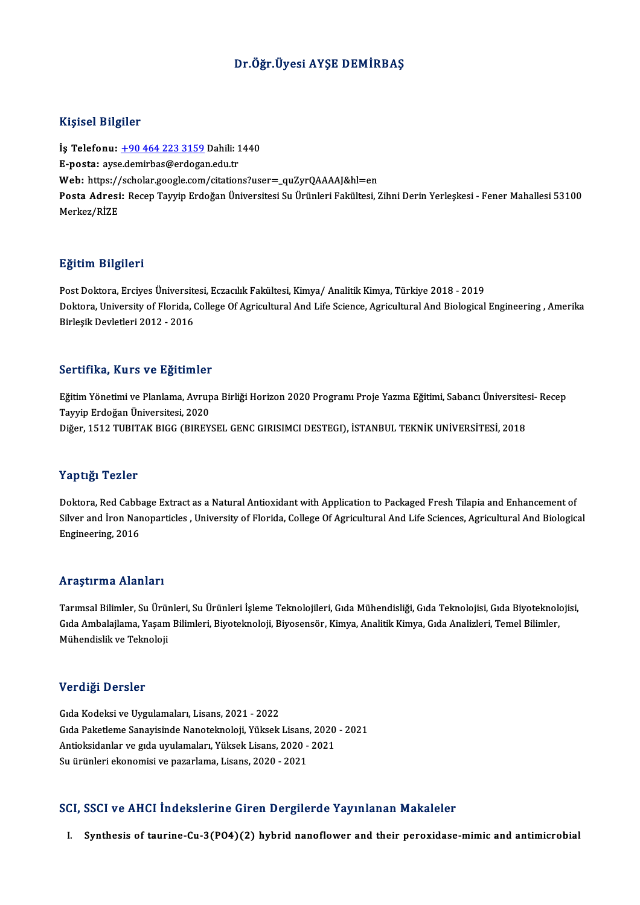# Dr.Öğr.Üyesi AYŞE DEMİRBAŞ

## Kişisel Bilgiler

**İş Telefonu:** +90 464 223 3159 Dahili: 1440
**E-posta:** ayse.demirbas@erdogan.edu.tr
**Web:** https://scholar.google.com/citations?user=_quZyrQAAAAJ&hl=en
**Posta Adresi:** Recep Tayyip Erdoğan Üniversitesi Su Ürünleri Fakültesi, Zihni Derin Yerleşkesi - Fener Mahallesi 53100 Merkez/RİZE

## Eğitim Bilgileri

Post Doktora, Erciyes Üniversitesi, Eczacılık Fakültesi, Kimya/ Analitik Kimya, Türkiye 2018 - 2019
Doktora, University of Florida, College Of Agricultural And Life Science, Agricultural And Biological Engineering , Amerika Birleşik Devletleri 2012 - 2016

## Sertifika, Kurs ve Eğitimler

Eğitim Yönetimi ve Planlama, Avrupa Birliği Horizon 2020 Programı Proje Yazma Eğitimi, Sabancı Üniversitesi- Recep Tayyip Erdoğan Üniversitesi, 2020
Diğer, 1512 TUBITAK BIGG (BIREYSEL GENC GIRISIMCI DESTEGI), İSTANBUL TEKNİK ÜNİVERSİTESİ, 2018

## Yaptığı Tezler

Doktora, Red Cabbage Extract as a Natural Antioxidant with Application to Packaged Fresh Tilapia and Enhancement of Silver and İron Nanoparticles , University of Florida, College Of Agricultural And Life Sciences, Agricultural And Biological Engineering, 2016

## Araştırma Alanları

Tarımsal Bilimler, Su Ürünleri, Su Ürünleri İşleme Teknolojileri, Gıda Mühendisliği, Gıda Teknolojisi, Gıda Biyoteknolojisi, Gıda Ambalajlama, Yaşam Bilimleri, Biyoteknoloji, Biyosensör, Kimya, Analitik Kimya, Gıda Analizleri, Temel Bilimler, Mühendislik ve Teknoloji

## Verdiği Dersler

Gıda Kodeksi ve Uygulamaları, Lisans, 2021 - 2022
Gıda Paketleme Sanayisinde Nanoteknoloji, Yüksek Lisans, 2020 - 2021
Antioksidanlar ve gıda uyulamaları, Yüksek Lisans, 2020 - 2021
Su ürünleri ekonomisi ve pazarlama, Lisans, 2020 - 2021

## SCI, SSCI ve AHCI İndekslerine Giren Dergilerde Yayınlanan Makaleler

I. **Synthesis of taurine-Cu-3(PO4)(2) hybrid nanoflower and their peroxidase-mimic and antimicrobial**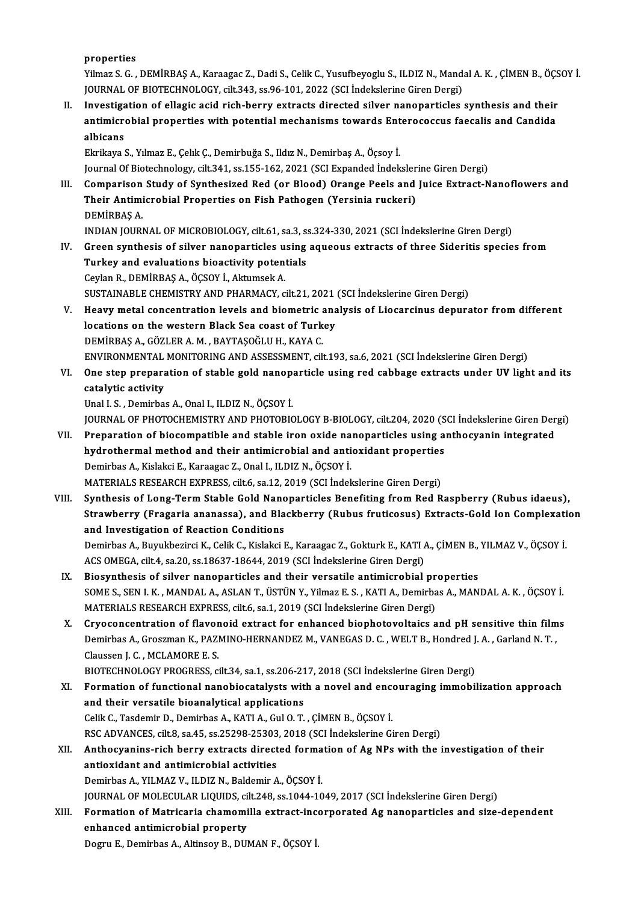properties

Yilmaz S. G. , DEMİRBAŞ A., Karaagac Z., Dadi S., Celik C., Yusufbeyoglu S., ILDIZ N., Mandal A. K. , ÇİMEN B., ÖÇSOY İ.
JOURNAL OF BIOTECHNOLOGY, cilt.343, ss.96-101, 2022 (SCI İndekslerine Giren Dergi)

II. **Investigation of ellagic acid rich-berry extracts directed silver nanoparticles synthesis and their antimicrobial properties with potential mechanisms towards Enterococcus faecalis and Candida albicans**
Ekrikaya S., Yılmaz E., Çelık Ç., Demirbuğa S., Ildız N., Demirbaş A., Öçsoy İ.
Journal Of Biotechnology, cilt.341, ss.155-162, 2021 (SCI Expanded İndekslerine Giren Dergi)

III. **Comparison Study of Synthesized Red (or Blood) Orange Peels and Juice Extract-Nanoflowers and Their Antimicrobial Properties on Fish Pathogen (Yersinia ruckeri)**
DEMİRBAŞ A.
INDIAN JOURNAL OF MICROBIOLOGY, cilt.61, sa.3, ss.324-330, 2021 (SCI İndekslerine Giren Dergi)

IV. **Green synthesis of silver nanoparticles using aqueous extracts of three Sideritis species from Turkey and evaluations bioactivity potentials**
Ceylan R., DEMİRBAŞ A., ÖÇSOY İ., Aktumsek A.
SUSTAINABLE CHEMISTRY AND PHARMACY, cilt.21, 2021 (SCI İndekslerine Giren Dergi)

V. **Heavy metal concentration levels and biometric analysis of Liocarcinus depurator from different locations on the western Black Sea coast of Turkey**
DEMİRBAŞ A., GÖZLER A. M. , BAYTAŞOĞLU H., KAYA C.
ENVIRONMENTAL MONITORING AND ASSESSMENT, cilt.193, sa.6, 2021 (SCI İndekslerine Giren Dergi)

VI. **One step preparation of stable gold nanoparticle using red cabbage extracts under UV light and its catalytic activity**
Unal I. S. , Demirbas A., Onal I., ILDIZ N., ÖÇSOY İ.
JOURNAL OF PHOTOCHEMISTRY AND PHOTOBIOLOGY B-BIOLOGY, cilt.204, 2020 (SCI İndekslerine Giren Dergi)

VII. **Preparation of biocompatible and stable iron oxide nanoparticles using anthocyanin integrated hydrothermal method and their antimicrobial and antioxidant properties**
Demirbas A., Kislakci E., Karaagac Z., Onal I., ILDIZ N., ÖÇSOY İ.
MATERIALS RESEARCH EXPRESS, cilt.6, sa.12, 2019 (SCI İndekslerine Giren Dergi)

VIII. **Synthesis of Long-Term Stable Gold Nanoparticles Benefiting from Red Raspberry (Rubus idaeus), Strawberry (Fragaria ananassa), and Blackberry (Rubus fruticosus) Extracts-Gold Ion Complexation and Investigation of Reaction Conditions**
Demirbas A., Buyukbezirci K., Celik C., Kislakci E., Karaagac Z., Gokturk E., KATI A., ÇİMEN B., YILMAZ V., ÖÇSOY İ.
ACS OMEGA, cilt.4, sa.20, ss.18637-18644, 2019 (SCI İndekslerine Giren Dergi)

IX. **Biosynthesis of silver nanoparticles and their versatile antimicrobial properties**
SOME S., SEN I. K. , MANDAL A., ASLAN T., ÜSTÜN Y., Yilmaz E. S. , KATI A., Demirbas A., MANDAL A. K. , ÖÇSOY İ.
MATERIALS RESEARCH EXPRESS, cilt.6, sa.1, 2019 (SCI İndekslerine Giren Dergi)

X. **Cryoconcentration of flavonoid extract for enhanced biophotovoltaics and pH sensitive thin films**
Demirbas A., Groszman K., PAZMINO-HERNANDEZ M., VANEGAS D. C. , WELT B., Hondred J. A. , Garland N. T. , Claussen J. C. , MCLAMORE E. S.
BIOTECHNOLOGY PROGRESS, cilt.34, sa.1, ss.206-217, 2018 (SCI İndekslerine Giren Dergi)

XI. **Formation of functional nanobiocatalysts with a novel and encouraging immobilization approach and their versatile bioanalytical applications**
Celik C., Tasdemir D., Demirbas A., KATI A., Gul O. T. , ÇİMEN B., ÖÇSOY İ.
RSC ADVANCES, cilt.8, sa.45, ss.25298-25303, 2018 (SCI İndekslerine Giren Dergi)

XII. **Anthocyanins-rich berry extracts directed formation of Ag NPs with the investigation of their antioxidant and antimicrobial activities**
Demirbas A., YILMAZ V., ILDIZ N., Baldemir A., ÖÇSOY İ.
JOURNAL OF MOLECULAR LIQUIDS, cilt.248, ss.1044-1049, 2017 (SCI İndekslerine Giren Dergi)

XIII. **Formation of Matricaria chamomilla extract-incorporated Ag nanoparticles and size-dependent enhanced antimicrobial property**
Dogru E., Demirbas A., Altinsoy B., DUMAN F., ÖÇSOY İ.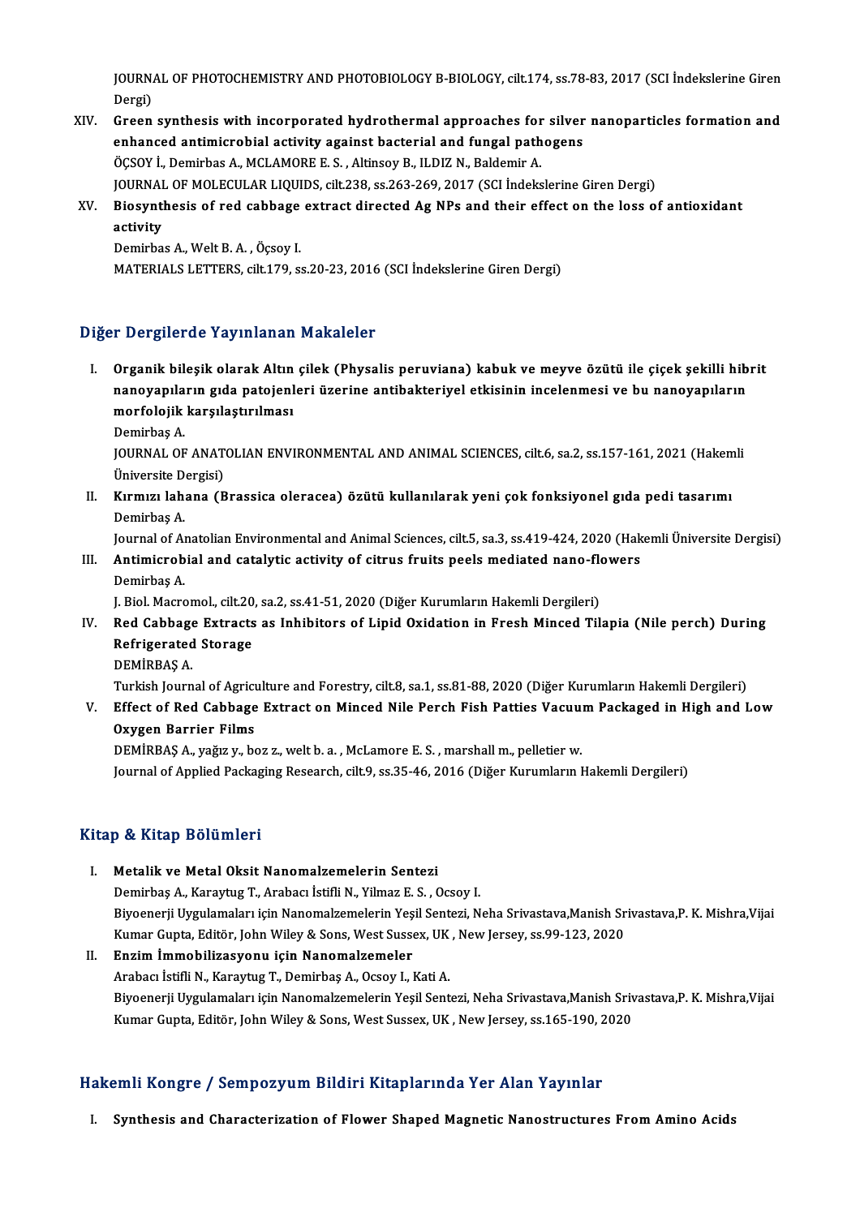JOURNAL OF PHOTOCHEMISTRY AND PHOTOBIOLOGY B-BIOLOGY, cilt.174, ss.78-83, 2017 (SCI İndekslerine Giren Dergi)

XIV. **Green synthesis with incorporated hydrothermal approaches for silver nanoparticles formation and enhanced antimicrobial activity against bacterial and fungal pathogens**
ÖÇSOY İ., Demirbas A., MCLAMORE E. S. , Altinsoy B., ILDIZ N., Baldemir A.
JOURNAL OF MOLECULAR LIQUIDS, cilt.238, ss.263-269, 2017 (SCI İndekslerine Giren Dergi)

XV. **Biosynthesis of red cabbage extract directed Ag NPs and their effect on the loss of antioxidant activity**
Demirbas A., Welt B. A. , Öçsoy I.
MATERIALS LETTERS, cilt.179, ss.20-23, 2016 (SCI İndekslerine Giren Dergi)

## Diğer Dergilerde Yayınlanan Makaleler

I. **Organik bileşik olarak Altın çilek (Physalis peruviana) kabuk ve meyve özütü ile çiçek şekilli hibrit nanoyapıların gıda patojenleri üzerine antibakteriyel etkisinin incelenmesi ve bu nanoyapıların morfolojik karşılaştırılması**
Demirbaş A.
JOURNAL OF ANATOLIAN ENVIRONMENTAL AND ANIMAL SCIENCES, cilt.6, sa.2, ss.157-161, 2021 (Hakemli Üniversite Dergisi)

II. **Kırmızı lahana (Brassica oleracea) özütü kullanılarak yeni çok fonksiyonel gıda pedi tasarımı**
Demirbaş A.
Journal of Anatolian Environmental and Animal Sciences, cilt.5, sa.3, ss.419-424, 2020 (Hakemli Üniversite Dergisi)

III. **Antimicrobial and catalytic activity of citrus fruits peels mediated nano-flowers**
Demirbaş A.
J. Biol. Macromol., cilt.20, sa.2, ss.41-51, 2020 (Diğer Kurumların Hakemli Dergileri)

IV. **Red Cabbage Extracts as Inhibitors of Lipid Oxidation in Fresh Minced Tilapia (Nile perch) During Refrigerated Storage**
DEMİRBAŞ A.
Turkish Journal of Agriculture and Forestry, cilt.8, sa.1, ss.81-88, 2020 (Diğer Kurumların Hakemli Dergileri)

V. **Effect of Red Cabbage Extract on Minced Nile Perch Fish Patties Vacuum Packaged in High and Low Oxygen Barrier Films**
DEMİRBAŞ A., yağız y., boz z., welt b. a. , McLamore E. S. , marshall m., pelletier w.
Journal of Applied Packaging Research, cilt.9, ss.35-46, 2016 (Diğer Kurumların Hakemli Dergileri)

## Kitap & Kitap Bölümleri

I. **Metalik ve Metal Oksit Nanomalzemelerin Sentezi**
Demirbaş A., Karaytug T., Arabacı İstifli N., Yilmaz E. S. , Ocsoy I.
Biyoenerji Uygulamaları için Nanomalzemelerin Yeşil Sentezi, Neha Srivastava,Manish Srivastava,P. K. Mishra,Vijai Kumar Gupta, Editör, John Wiley & Sons, West Sussex, UK , New Jersey, ss.99-123, 2020

II. **Enzim İmmobilizasyonu için Nanomalzemeler**
Arabacı İstifli N., Karaytug T., Demirbaş A., Ocsoy I., Kati A.
Biyoenerji Uygulamaları için Nanomalzemelerin Yeşil Sentezi, Neha Srivastava,Manish Srivastava,P. K. Mishra,Vijai Kumar Gupta, Editör, John Wiley & Sons, West Sussex, UK , New Jersey, ss.165-190, 2020

## Hakemli Kongre / Sempozyum Bildiri Kitaplarında Yer Alan Yayınlar

I. **Synthesis and Characterization of Flower Shaped Magnetic Nanostructures From Amino Acids**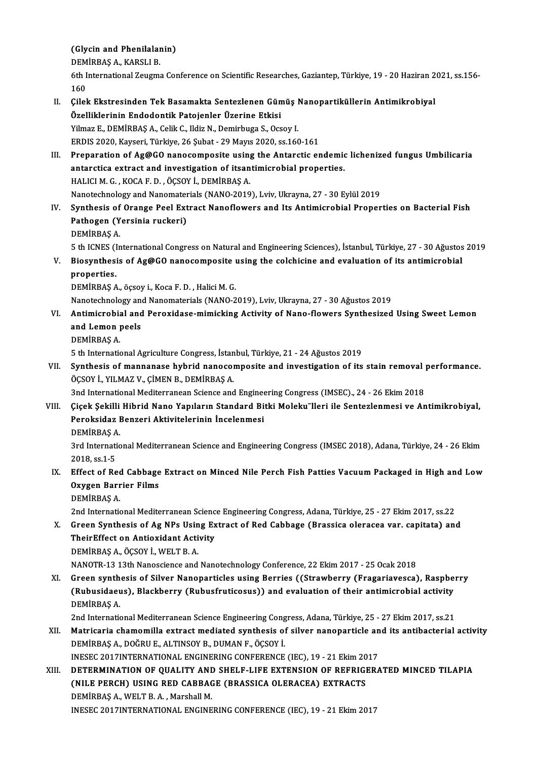(Glycin and Phenilalanin)
DEMİRBAŞ A., KARSLI B.
6th International Zeugma Conference on Scientific Researches, Gaziantep, Türkiye, 19 - 20 Haziran 2021, ss.156-160

II. **Çilek Ekstresinden Tek Basamakta Sentezlenen Gümüş Nanopartiküllerin Antimikrobiyal Özelliklerinin Endodontik Patojenler Üzerine Etkisi**
Yilmaz E., DEMİRBAŞ A., Celik C., Ildiz N., Demirbuga S., Ocsoy I.
ERDIS 2020, Kayseri, Türkiye, 26 Şubat - 29 Mayıs 2020, ss.160-161

III. **Preparation of Ag@GO nanocomposite using the Antarctic endemic lichenized fungus Umbilicaria antarctica extract and investigation of itsantimicrobial properties.**
HALICI M. G. , KOCA F. D. , ÖÇSOY İ., DEMİRBAŞ A.
Nanotechnology and Nanomaterials (NANO-2019), Lviv, Ukrayna, 27 - 30 Eylül 2019

IV. **Synthesis of Orange Peel Extract Nanoflowers and Its Antimicrobial Properties on Bacterial Fish Pathogen (Yersinia ruckeri)**
DEMİRBAŞ A.
5 th ICNES (International Congress on Natural and Engineering Sciences), İstanbul, Türkiye, 27 - 30 Ağustos 2019

V. **Biosynthesis of Ag@GO nanocomposite using the colchicine and evaluation of its antimicrobial properties.**
DEMİRBAŞ A., öçsoy i., Koca F. D. , Halici M. G.
Nanotechnology and Nanomaterials (NANO-2019), Lviv, Ukrayna, 27 - 30 Ağustos 2019

VI. **Antimicrobial and Peroxidase-mimicking Activity of Nano-flowers Synthesized Using Sweet Lemon and Lemon peels**
DEMİRBAŞ A.
5 th International Agriculture Congress, İstanbul, Türkiye, 21 - 24 Ağustos 2019

VII. **Synthesis of mannanase hybrid nanocomposite and investigation of its stain removal performance.**
ÖÇSOY İ., YILMAZ V., ÇİMEN B., DEMİRBAŞ A.
3nd International Mediterranean Science and Engineering Congress (IMSEC)., 24 - 26 Ekim 2018

VIII. **Çiçek Şekilli Hibrid Nano Yapıların Standard Bitki Moleku¨lleri ile Sentezlenmesi ve Antimikrobiyal, Peroksidaz Benzeri Aktivitelerinin İncelenmesi**
DEMİRBAŞ A.
3rd International Mediterranean Science and Engineering Congress (IMSEC 2018), Adana, Türkiye, 24 - 26 Ekim 2018, ss.1-5

IX. **Effect of Red Cabbage Extract on Minced Nile Perch Fish Patties Vacuum Packaged in High and Low Oxygen Barrier Films**
DEMİRBAŞ A.
2nd International Mediterranean Science Engineering Congress, Adana, Türkiye, 25 - 27 Ekim 2017, ss.22

X. **Green Synthesis of Ag NPs Using Extract of Red Cabbage (Brassica oleracea var. capitata) and TheirEffect on Antioxidant Activity**
DEMİRBAŞ A., ÖÇSOY İ., WELT B. A.
NANOTR-13 13th Nanoscience and Nanotechnology Conference, 22 Ekim 2017 - 25 Ocak 2018

XI. **Green synthesis of Silver Nanoparticles using Berries ((Strawberry (Fragariavesca), Raspberry (Rubusidaeus), Blackberry (Rubusfruticosus)) and evaluation of their antimicrobial activity**
DEMİRBAŞ A.
2nd International Mediterranean Science Engineering Congress, Adana, Türkiye, 25 - 27 Ekim 2017, ss.21

XII. **Matricaria chamomilla extract mediated synthesis of silver nanoparticle and its antibacterial activity**
DEMİRBAŞ A., DOĞRU E., ALTINSOY B., DUMAN F., ÖÇSOY İ.
INESEC 2017INTERNATIONAL ENGINERING CONFERENCE (IEC), 19 - 21 Ekim 2017

XIII. **DETERMINATION OF QUALITY AND SHELF-LIFE EXTENSION OF REFRIGERATED MINCED TILAPIA (NILE PERCH) USING RED CABBAGE (BRASSICA OLERACEA) EXTRACTS**
DEMİRBAŞ A., WELT B. A. , Marshall M.
INESEC 2017INTERNATIONAL ENGINERING CONFERENCE (IEC), 19 - 21 Ekim 2017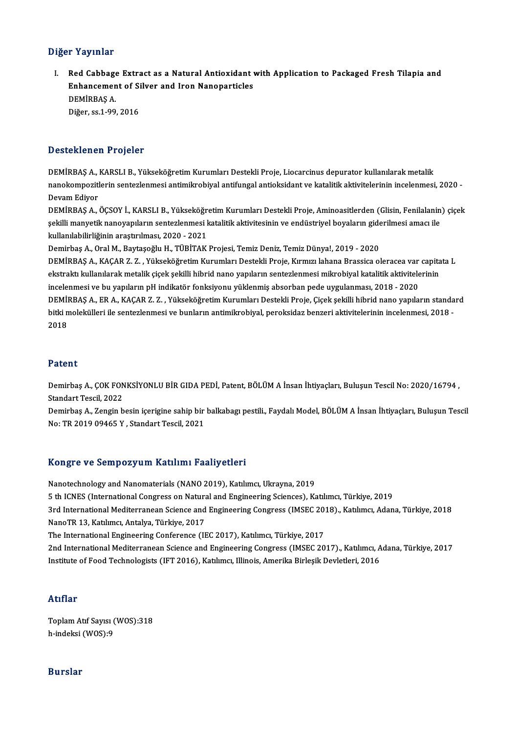## Diğer Yayınlar

I. **Red Cabbage Extract as a Natural Antioxidant with Application to Packaged Fresh Tilapia and Enhancement of Silver and Iron Nanoparticles**
   DEMİRBAŞ A.
   Diğer, ss.1-99, 2016

## Desteklenen Projeler

DEMİRBAŞ A., KARSLI B., Yükseköğretim Kurumları Destekli Proje, Liocarcinus depurator kullanılarak metalik nanokompozitlerin sentezlenmesi antimikrobiyal antifungal antioksidant ve katalitik aktivitelerinin incelenmesi, 2020 - Devam Ediyor

DEMİRBAŞ A., ÖÇSOY İ., KARSLI B., Yükseköğretim Kurumları Destekli Proje, Aminoasitlerden (Glisin, Fenilalanin) çiçek şekilli manyetik nanoyapıların sentezlenmesi katalitik aktivitesinin ve endüstriyel boyaların giderilmesi amacı ile kullanılabilirliğinin araştırılması, 2020 - 2021

Demirbaş A., Oral M., Baytaşoğlu H., TÜBİTAK Projesi, Temiz Deniz, Temiz Dünya!, 2019 - 2020

DEMİRBAŞ A., KAÇAR Z. Z. , Yükseköğretim Kurumları Destekli Proje, Kırmızı lahana Brassica oleracea var capitata L ekstraktı kullanılarak metalik çiçek şekilli hibrid nano yapıların sentezlenmesi mikrobiyal katalitik aktivitelerinin incelenmesi ve bu yapıların pH indikatör fonksiyonu yüklenmiş absorban pede uygulanması, 2018 - 2020

DEMİRBAŞ A., ER A., KAÇAR Z. Z. , Yükseköğretim Kurumları Destekli Proje, Çiçek şekilli hibrid nano yapıların standard bitki molekülleri ile sentezlenmesi ve bunların antimikrobiyal, peroksidaz benzeri aktivitelerinin incelenmesi, 2018 - 2018

## Patent

Demirbaş A., ÇOK FONKSİYONLU BİR GIDA PEDİ, Patent, BÖLÜM A İnsan İhtiyaçları, Buluşun Tescil No: 2020/16794 , Standart Tescil, 2022

Demirbaş A., Zengin besin içerigine sahip bir balkabagı pestili., Faydalı Model, BÖLÜM A İnsan İhtiyaçları, Buluşun Tescil No: TR 2019 09465 Y , Standart Tescil, 2021

## Kongre ve Sempozyum Katılımı Faaliyetleri

Nanotechnology and Nanomaterials (NANO 2019), Katılımcı, Ukrayna, 2019

5 th ICNES (International Congress on Natural and Engineering Sciences), Katılımcı, Türkiye, 2019

3rd International Mediterranean Science and Engineering Congress (IMSEC 2018)., Katılımcı, Adana, Türkiye, 2018

NanoTR 13, Katılımcı, Antalya, Türkiye, 2017

The International Engineering Conference (IEC 2017), Katılımcı, Türkiye, 2017

2nd International Mediterranean Science and Engineering Congress (IMSEC 2017)., Katılımcı, Adana, Türkiye, 2017

Institute of Food Technologists (IFT 2016), Katılımcı, Illinois, Amerika Birleşik Devletleri, 2016

## Atıflar

Toplam Atıf Sayısı (WOS):318
h-indeksi (WOS):9

## Burslar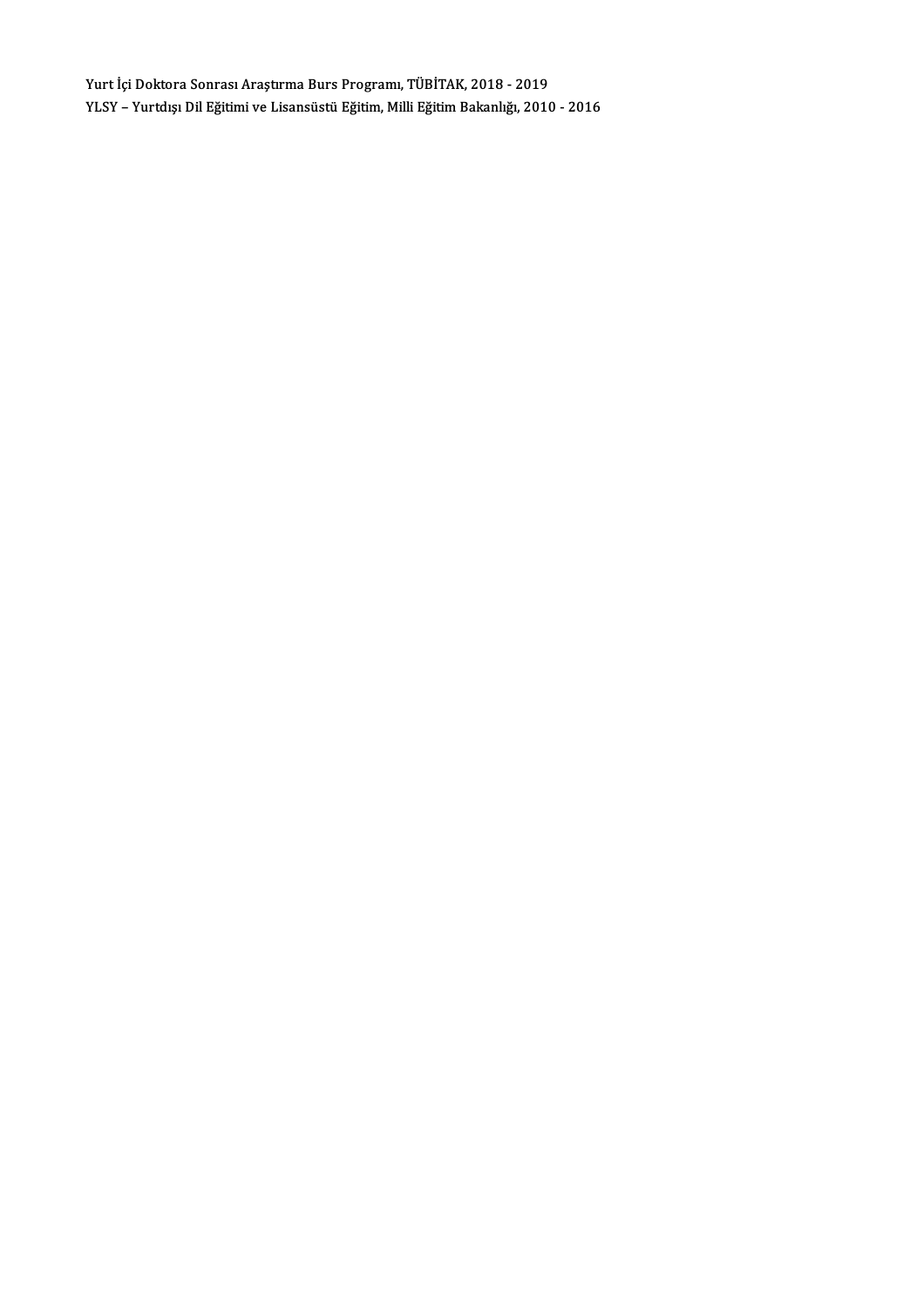Yurt İçi Doktora Sonrası Araştırma Burs Programı, TÜBİTAK, 2018 - 2019

YLSY – Yurtdışı Dil Eğitimi ve Lisansüstü Eğitim, Milli Eğitim Bakanlığı, 2010 - 2016